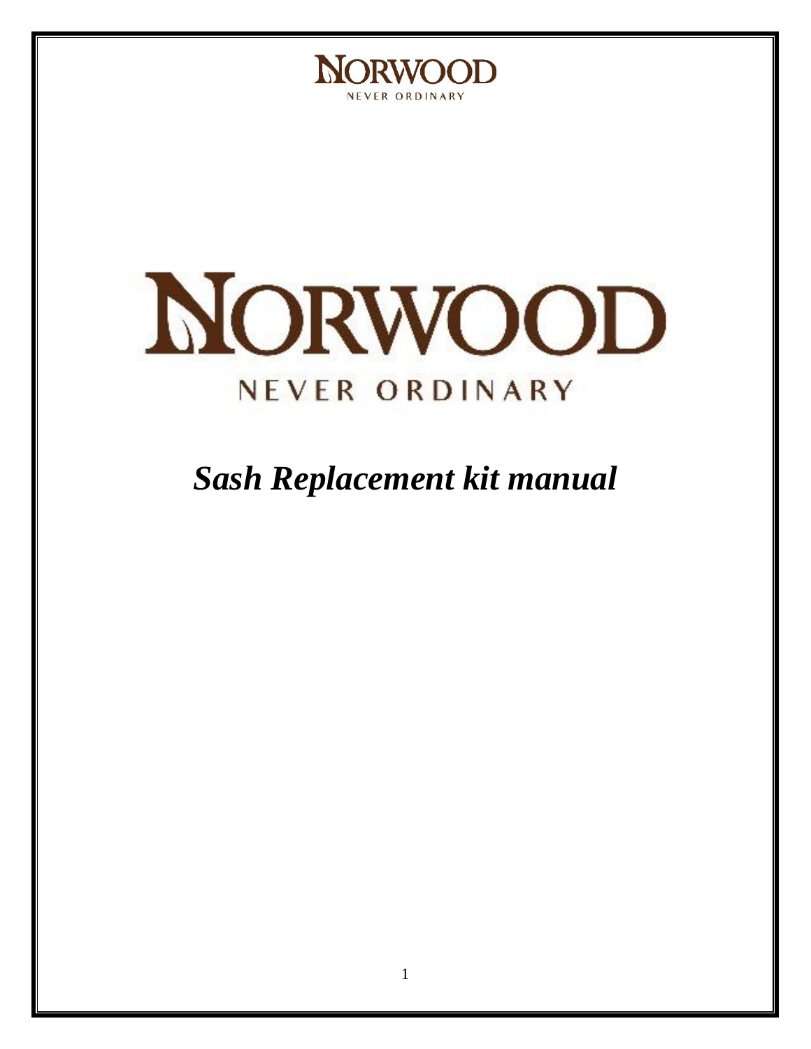NORWOOD
NEVER ORDINARY

# NORWOOD

NEVER ORDINARY

# *Sash Replacement kit manual*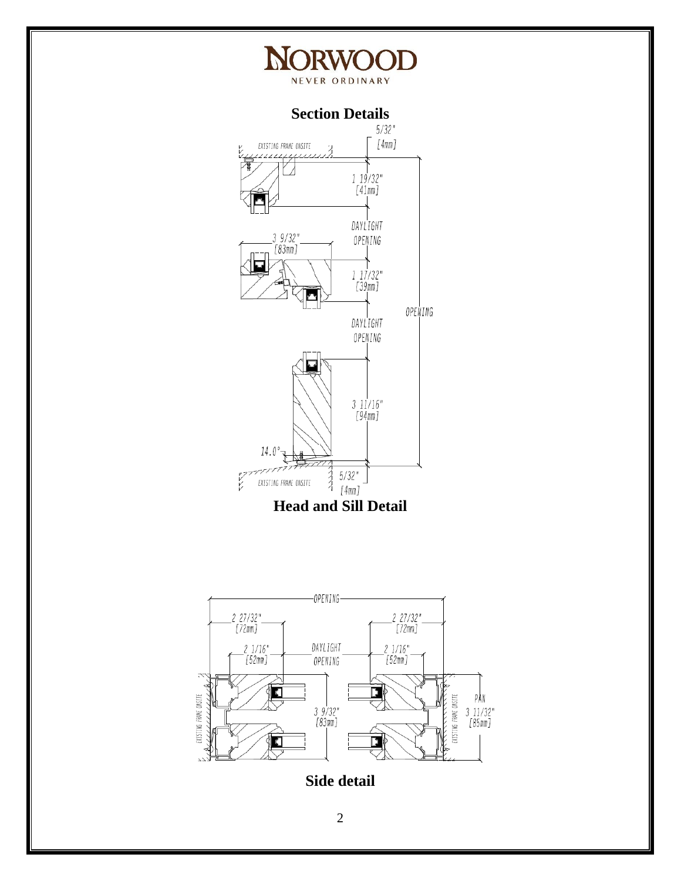# Section Details

Head and Sill Detail

Side detail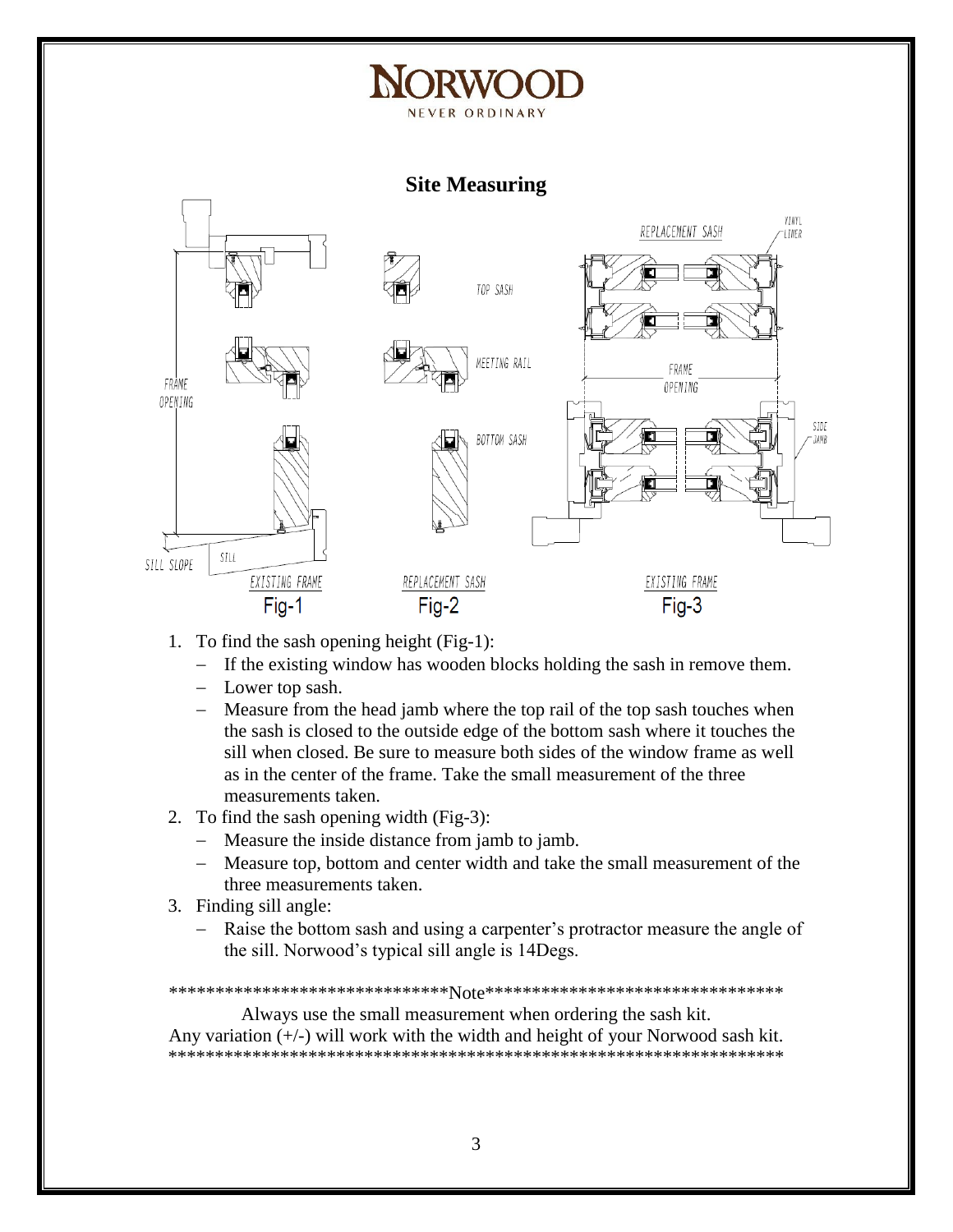# NORWOOD

NEVER ORDINARY

## Site Measuring

1. To find the sash opening height (Fig-1):
   - If the existing window has wooden blocks holding the sash in remove them.
   - Lower top sash.
   - Measure from the head jamb where the top rail of the top sash touches when the sash is closed to the outside edge of the bottom sash where it touches the sill when closed. Be sure to measure both sides of the window frame as well as in the center of the frame. Take the small measurement of the three measurements taken.
2. To find the sash opening width (Fig-3):
   - Measure the inside distance from jamb to jamb.
   - Measure top, bottom and center width and take the small measurement of the three measurements taken.
3. Finding sill angle:
   - Raise the bottom sash and using a carpenter's protractor measure the angle of the sill. Norwood's typical sill angle is 14Degs.

******************************Note********************************

Always use the small measurement when ordering the sash kit.

Any variation (+/-) will work with the width and height of your Norwood sash kit.

*******************************************************************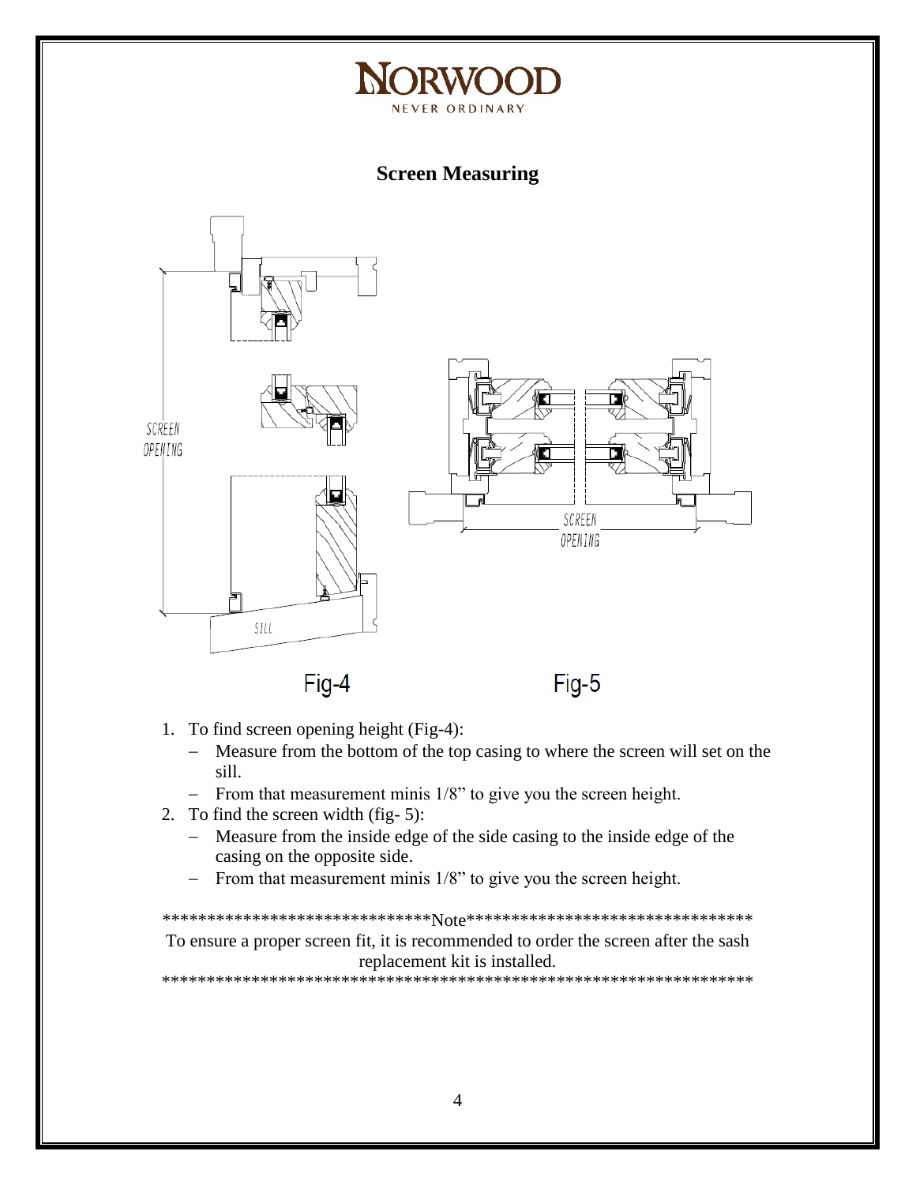# NORWOOD

NEVER ORDINARY

## Screen Measuring

SCREEN OPENING

SILL

SCREEN OPENING

Fig-4

Fig-5

1. To find screen opening height (Fig-4):
   - Measure from the bottom of the top casing to where the screen will set on the sill.
   - From that measurement minis 1/8" to give you the screen height.
2. To find the screen width (fig- 5):
   - Measure from the inside edge of the side casing to the inside edge of the casing on the opposite side.
   - From that measurement minis 1/8" to give you the screen height.

******************************Note*********************************

To ensure a proper screen fit, it is recommended to order the screen after the sash replacement kit is installed.

*********************************************************************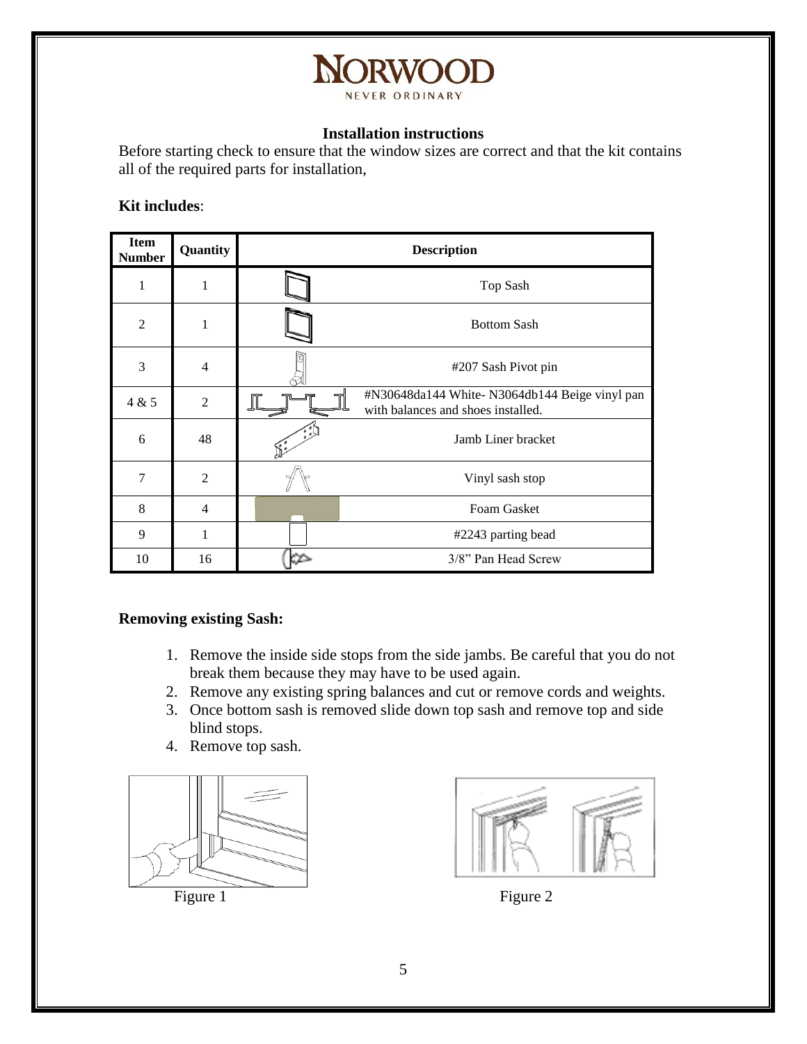# NORWOOD

NEVER ORDINARY

### Installation instructions

Before starting check to ensure that the window sizes are correct and that the kit contains all of the required parts for installation,

**Kit includes**:

| Item Number | Quantity | Description |
|---|---|---|
| 1 | 1 | Top Sash |
| 2 | 1 | Bottom Sash |
| 3 | 4 | #207 Sash Pivot pin |
| 4 & 5 | 2 | #N30648da144 White- N3064db144 Beige vinyl pan with balances and shoes installed. |
| 6 | 48 | Jamb Liner bracket |
| 7 | 2 | Vinyl sash stop |
| 8 | 4 | Foam Gasket |
| 9 | 1 | #2243 parting bead |
| 10 | 16 | 3/8" Pan Head Screw |

**Removing existing Sash:**

1. Remove the inside side stops from the side jambs. Be careful that you do not break them because they may have to be used again.
2. Remove any existing spring balances and cut or remove cords and weights.
3. Once bottom sash is removed slide down top sash and remove top and side blind stops.
4. Remove top sash.

Figure 1

Figure 2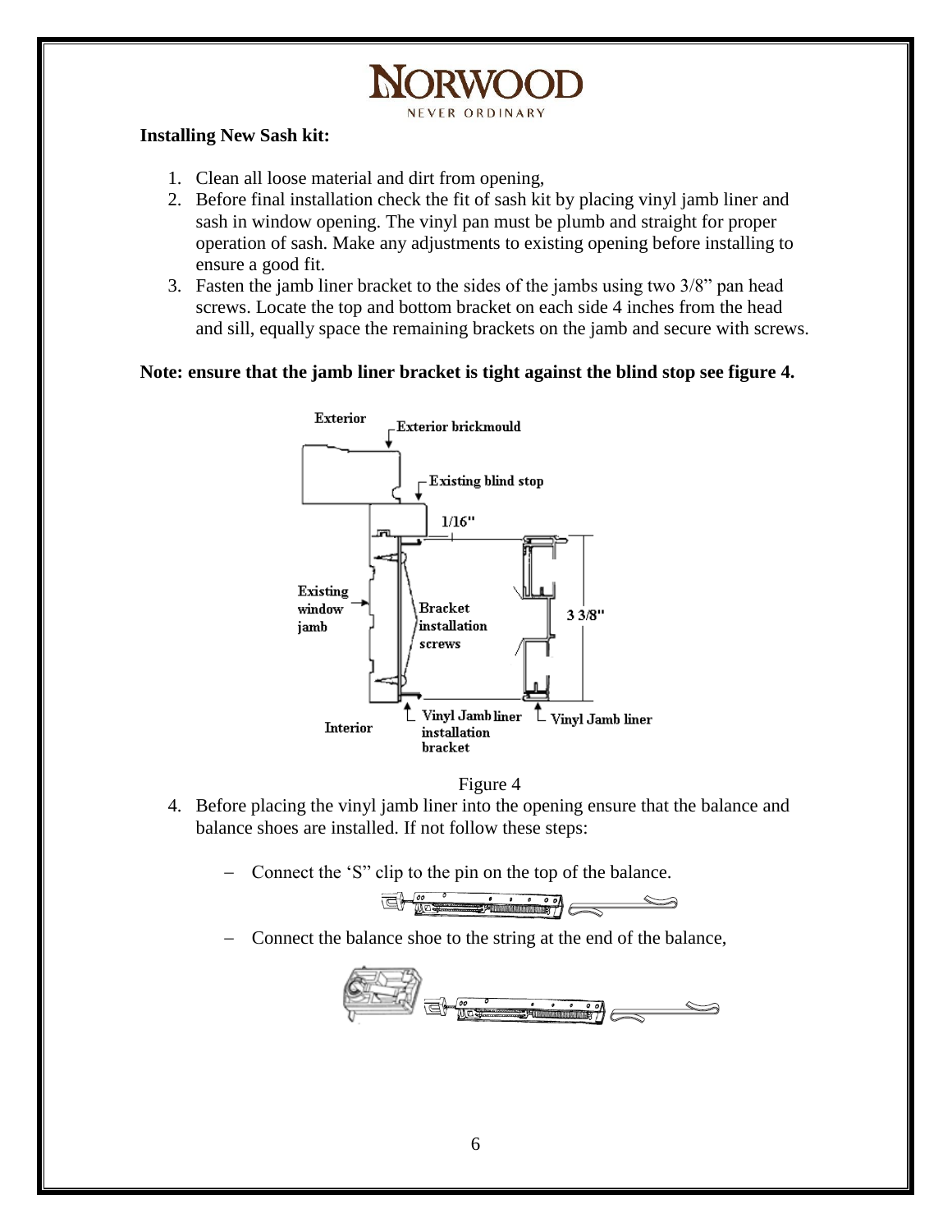**Installing New Sash kit:**

1. Clean all loose material and dirt from opening,
2. Before final installation check the fit of sash kit by placing vinyl jamb liner and sash in window opening. The vinyl pan must be plumb and straight for proper operation of sash. Make any adjustments to existing opening before installing to ensure a good fit.
3. Fasten the jamb liner bracket to the sides of the jambs using two 3/8" pan head screws. Locate the top and bottom bracket on each side 4 inches from the head and sill, equally space the remaining brackets on the jamb and secure with screws.

**Note: ensure that the jamb liner bracket is tight against the blind stop see figure 4.**

Figure 4

4. Before placing the vinyl jamb liner into the opening ensure that the balance and balance shoes are installed. If not follow these steps:

   - Connect the 'S" clip to the pin on the top of the balance.
   - Connect the balance shoe to the string at the end of the balance,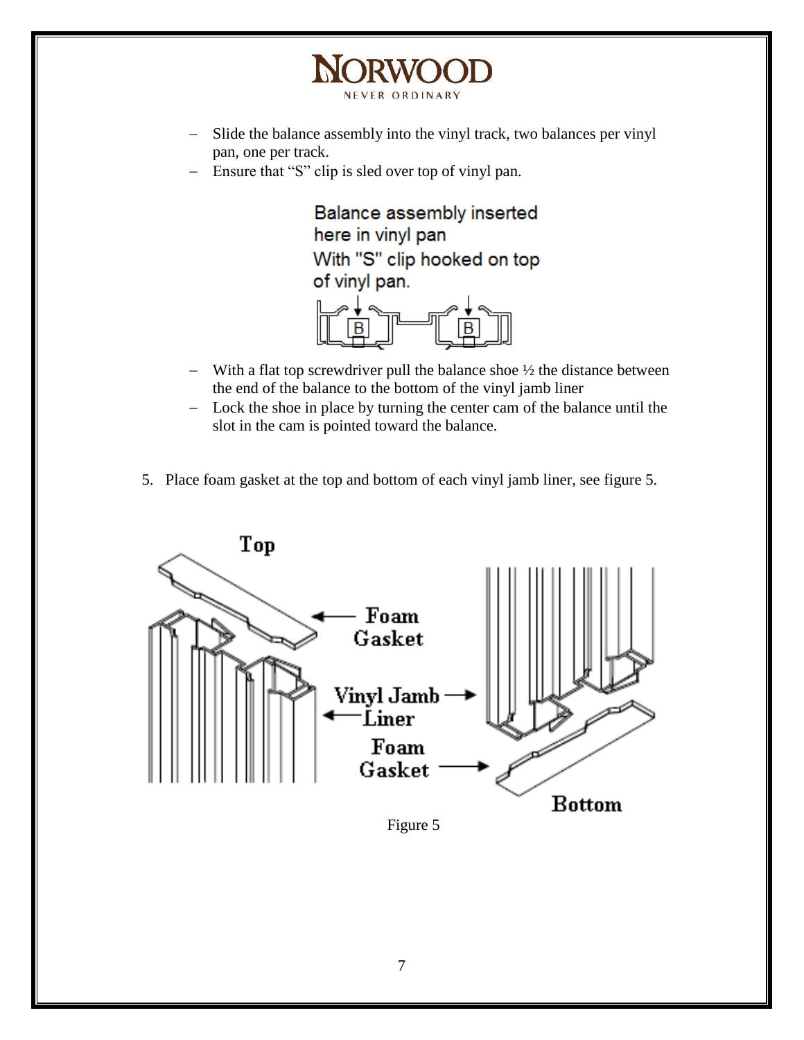- Slide the balance assembly into the vinyl track, two balances per vinyl pan, one per track.
- Ensure that "S" clip is sled over top of vinyl pan.

Balance assembly inserted here in vinyl pan With "S" clip hooked on top of vinyl pan.

- With a flat top screwdriver pull the balance shoe ½ the distance between the end of the balance to the bottom of the vinyl jamb liner
- Lock the shoe in place by turning the center cam of the balance until the slot in the cam is pointed toward the balance.

5. Place foam gasket at the top and bottom of each vinyl jamb liner, see figure 5.

Top

Foam Gasket

Vinyl Jamb Liner

Foam Gasket

Bottom

Figure 5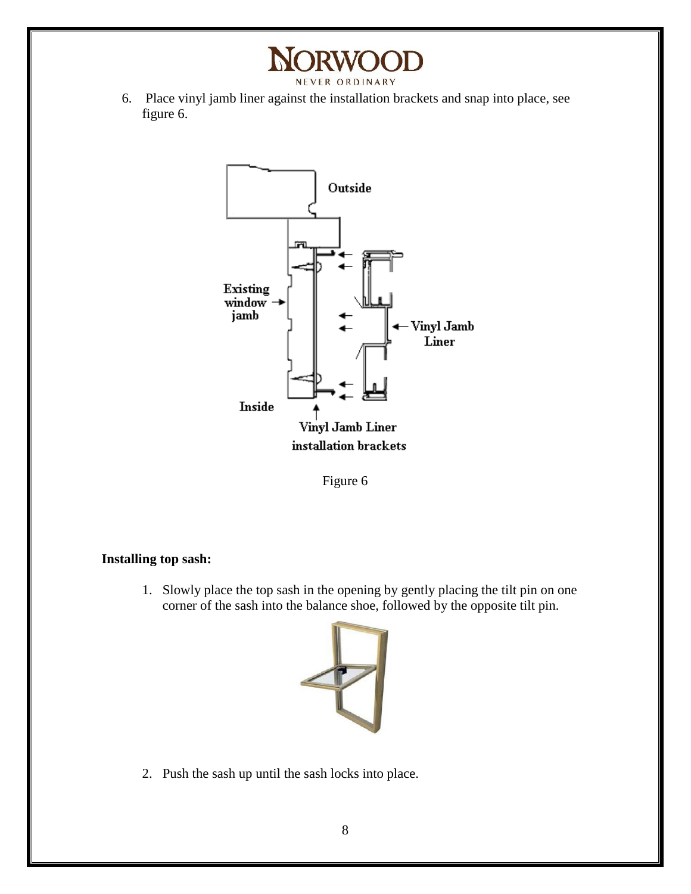6. Place vinyl jamb liner against the installation brackets and snap into place, see figure 6.

Figure 6

**Installing top sash:**

1. Slowly place the top sash in the opening by gently placing the tilt pin on one corner of the sash into the balance shoe, followed by the opposite tilt pin.

2. Push the sash up until the sash locks into place.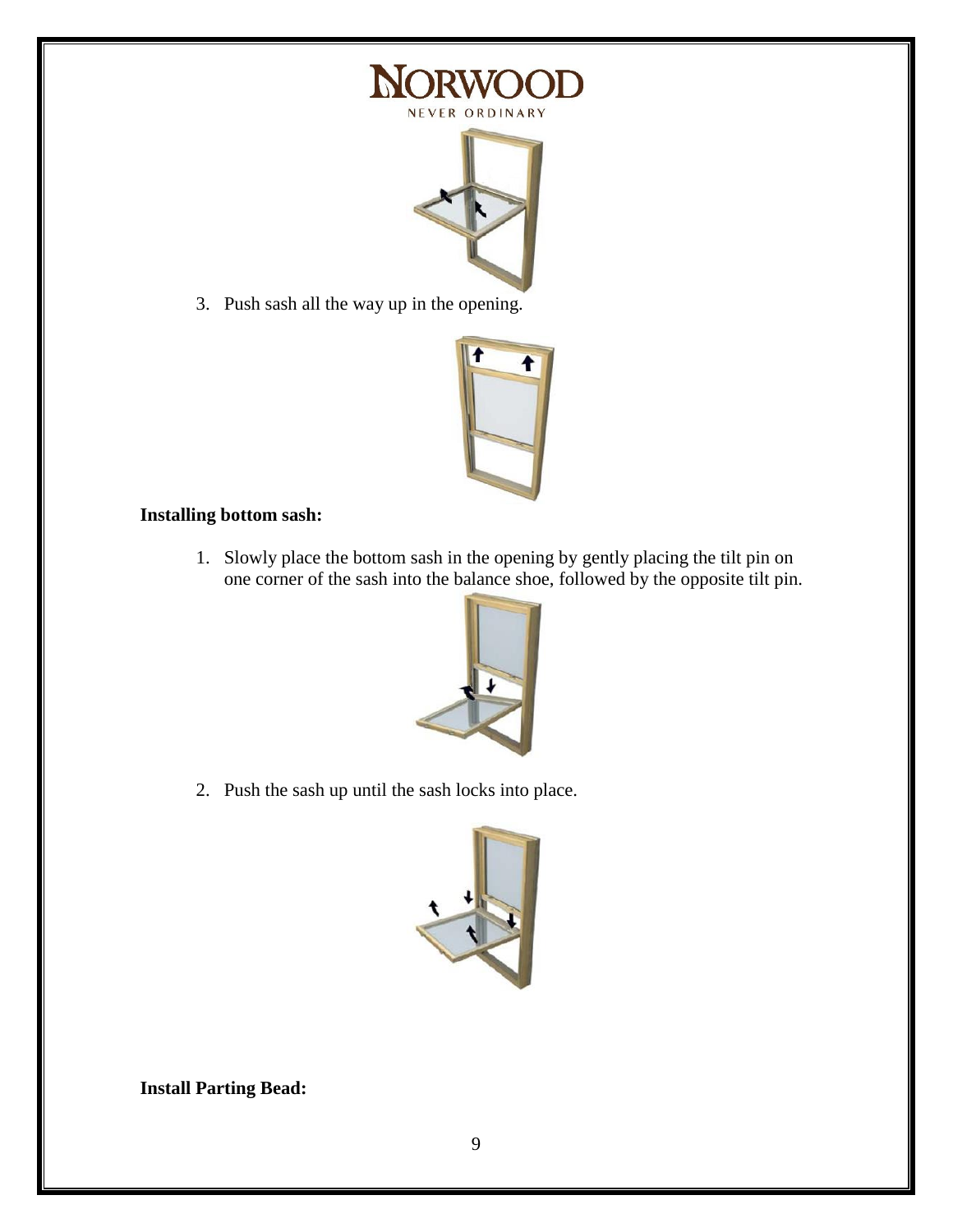3. Push sash all the way up in the opening.

**Installing bottom sash:**

1. Slowly place the bottom sash in the opening by gently placing the tilt pin on one corner of the sash into the balance shoe, followed by the opposite tilt pin.

2. Push the sash up until the sash locks into place.

**Install Parting Bead:**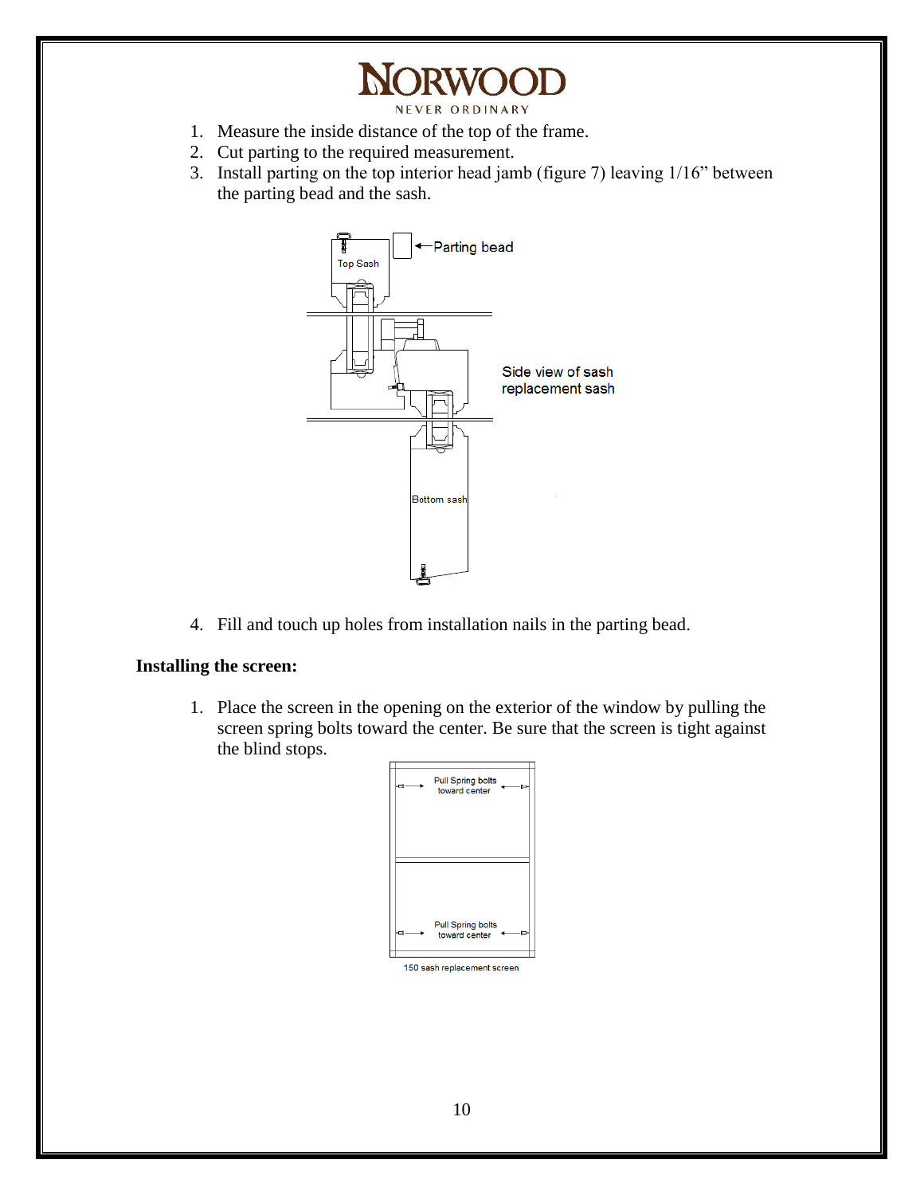3. Measure the inside distance of the top of the frame.
4. Cut parting to the required measurement.
5. Install parting on the top interior head jamb (figure 7) leaving 1/16" between the parting bead and the sash.

Side view of sash replacement sash

4. Fill and touch up holes from installation nails in the parting bead.

**Installing the screen:**

1. Place the screen in the opening on the exterior of the window by pulling the screen spring bolts toward the center. Be sure that the screen is tight against the blind stops.

150 sash replacement screen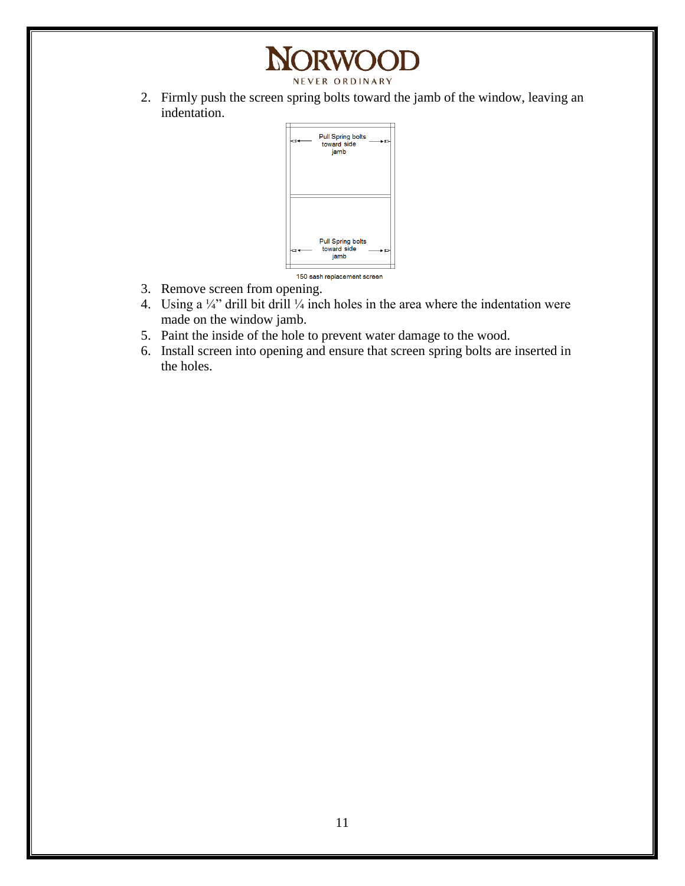2. Firmly push the screen spring bolts toward the jamb of the window, leaving an indentation.

Pull Spring bolts toward side jamb

Pull Spring bolts toward side jamb

150 sash replacement screen

3. Remove screen from opening.
4. Using a ¼" drill bit drill ¼ inch holes in the area where the indentation were made on the window jamb.
5. Paint the inside of the hole to prevent water damage to the wood.
6. Install screen into opening and ensure that screen spring bolts are inserted in the holes.